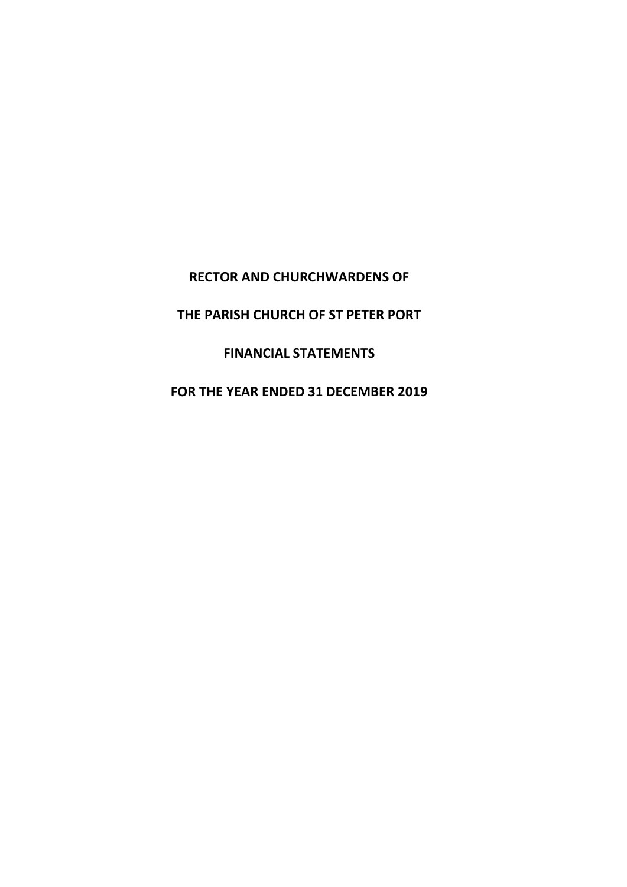# RECTOR AND CHURCHWARDENS OF

# THE PARISH CHURCH OF ST PETER PORT

# FINANCIAL STATEMENTS

# FOR THE YEAR ENDED 31 DECEMBER 2019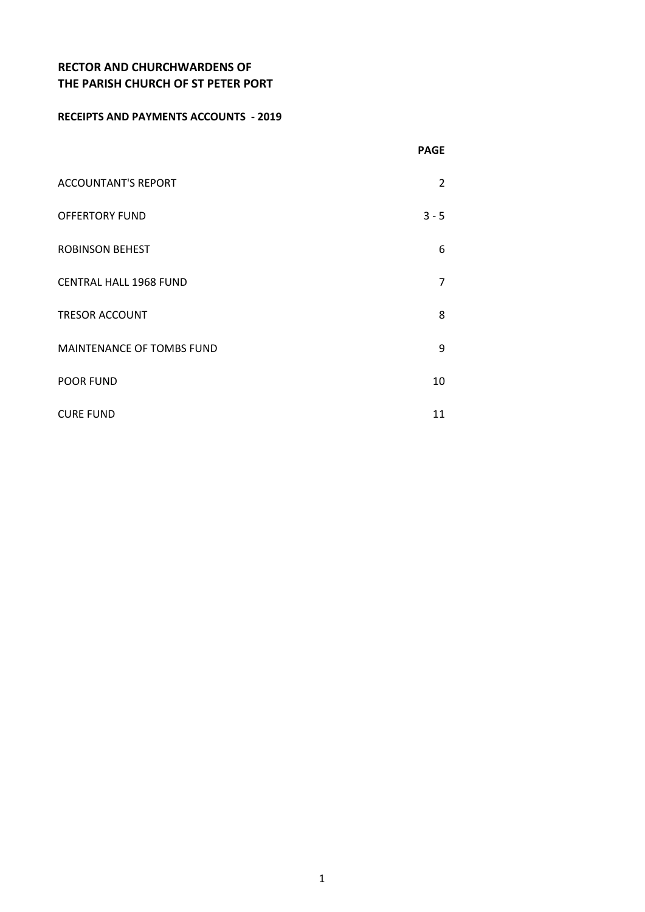**RECTOR AND CHURCHWARDENS OF**
**THE PARISH CHURCH OF ST PETER PORT**

**RECEIPTS AND PAYMENTS ACCOUNTS - 2019**

| | **PAGE** |
|---|---|
| ACCOUNTANT'S REPORT | 2 |
| OFFERTORY FUND | 3 - 5 |
| ROBINSON BEHEST | 6 |
| CENTRAL HALL 1968 FUND | 7 |
| TRESOR ACCOUNT | 8 |
| MAINTENANCE OF TOMBS FUND | 9 |
| POOR FUND | 10 |
| CURE FUND | 11 |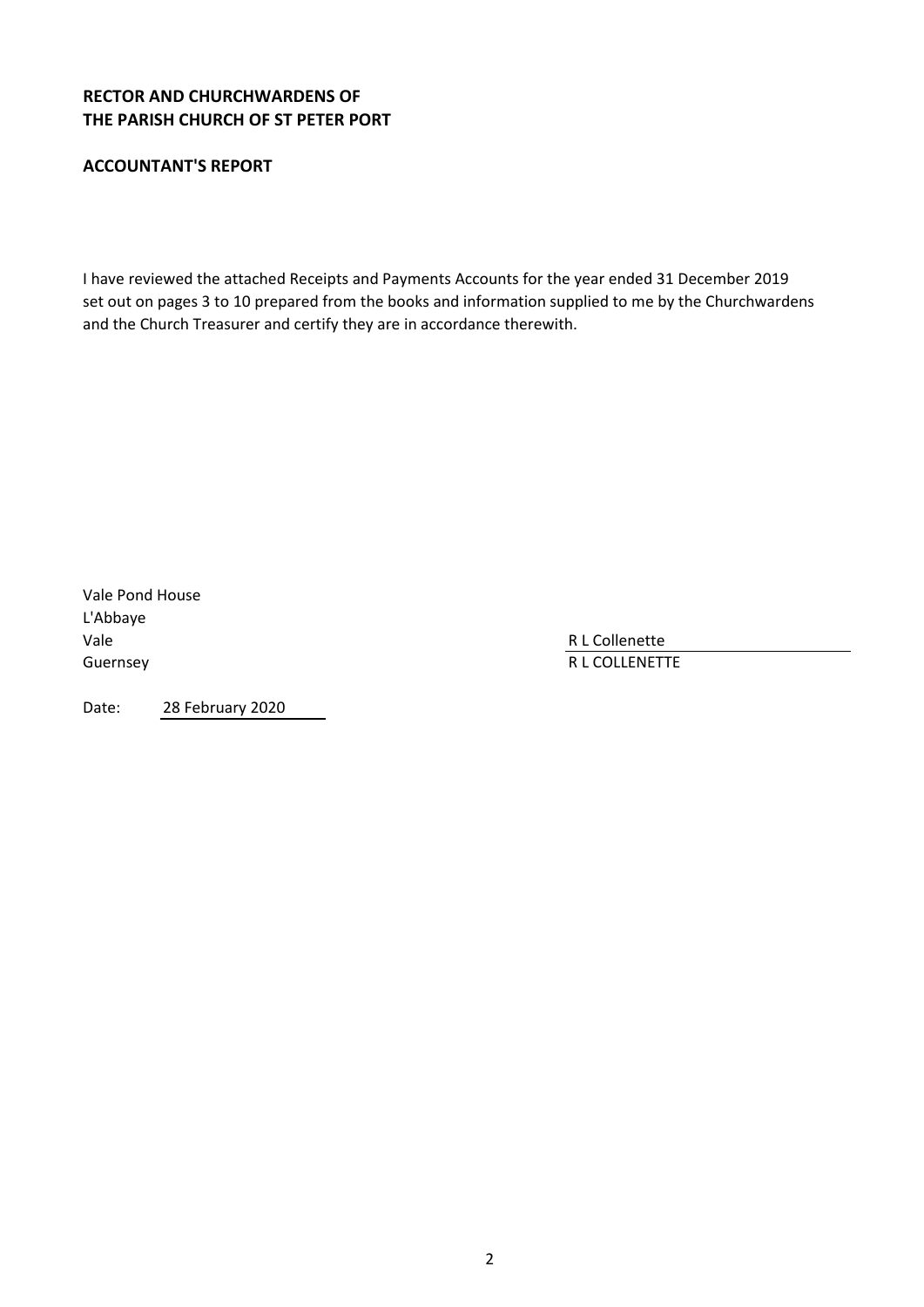**RECTOR AND CHURCHWARDENS OF**
**THE PARISH CHURCH OF ST PETER PORT**

**ACCOUNTANT'S REPORT**

I have reviewed the attached Receipts and Payments Accounts for the year ended 31 December 2019 set out on pages 3 to 10 prepared from the books and information supplied to me by the Churchwardens and the Church Treasurer and certify they are in accordance therewith.

Vale Pond House
L'Abbaye
Vale
Guernsey

R L Collenette
R L COLLENETTE

Date: 28 February 2020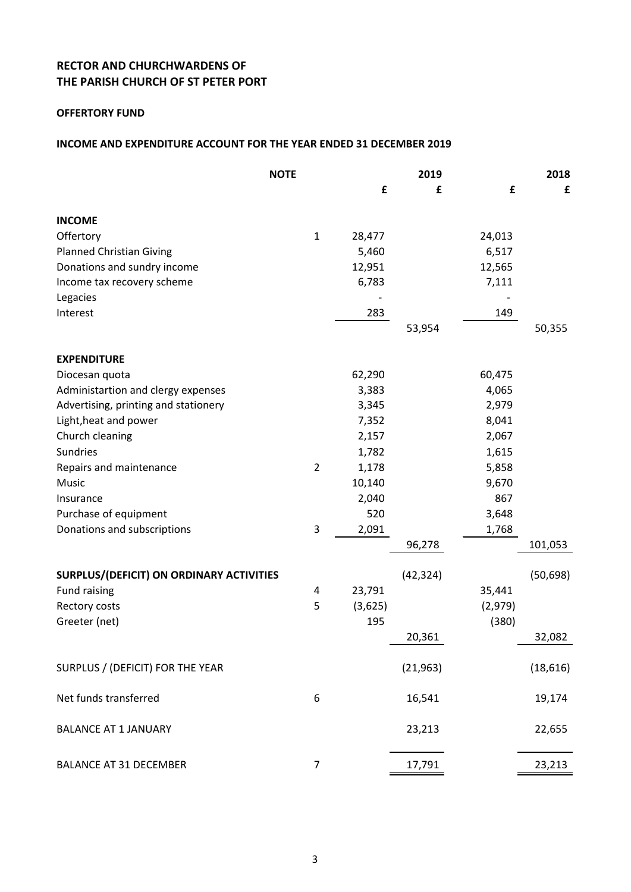**RECTOR AND CHURCHWARDENS OF**
**THE PARISH CHURCH OF ST PETER PORT**

**OFFERTORY FUND**

**INCOME AND EXPENDITURE ACCOUNT FOR THE YEAR ENDED 31 DECEMBER 2019**

| | NOTE | | 2019 | | 2018 |
|---|---|---|---|---|---|
| | | £ | £ | £ | £ |
| **INCOME** | | | | | |
| Offertory | 1 | 28,477 | | 24,013 | |
| Planned Christian Giving | | 5,460 | | 6,517 | |
| Donations and sundry income | | 12,951 | | 12,565 | |
| Income tax recovery scheme | | 6,783 | | 7,111 | |
| Legacies | | - | | - | |
| Interest | | 283 | | 149 | |
| | | | 53,954 | | 50,355 |
| **EXPENDITURE** | | | | | |
| Diocesan quota | | 62,290 | | 60,475 | |
| Administartion and clergy expenses | | 3,383 | | 4,065 | |
| Advertising, printing and stationery | | 3,345 | | 2,979 | |
| Light,heat and power | | 7,352 | | 8,041 | |
| Church cleaning | | 2,157 | | 2,067 | |
| Sundries | | 1,782 | | 1,615 | |
| Repairs and maintenance | 2 | 1,178 | | 5,858 | |
| Music | | 10,140 | | 9,670 | |
| Insurance | | 2,040 | | 867 | |
| Purchase of equipment | | 520 | | 3,648 | |
| Donations and subscriptions | 3 | 2,091 | | 1,768 | |
| | | | 96,278 | | 101,053 |
| **SURPLUS/(DEFICIT) ON ORDINARY ACTIVITIES** | | | (42,324) | | (50,698) |
| Fund raising | 4 | 23,791 | | 35,441 | |
| Rectory costs | 5 | (3,625) | | (2,979) | |
| Greeter (net) | | 195 | | (380) | |
| | | | 20,361 | | 32,082 |
| SURPLUS / (DEFICIT) FOR THE YEAR | | | (21,963) | | (18,616) |
| Net funds transferred | 6 | | 16,541 | | 19,174 |
| BALANCE AT 1 JANUARY | | | 23,213 | | 22,655 |
| BALANCE AT 31 DECEMBER | 7 | | 17,791 | | 23,213 |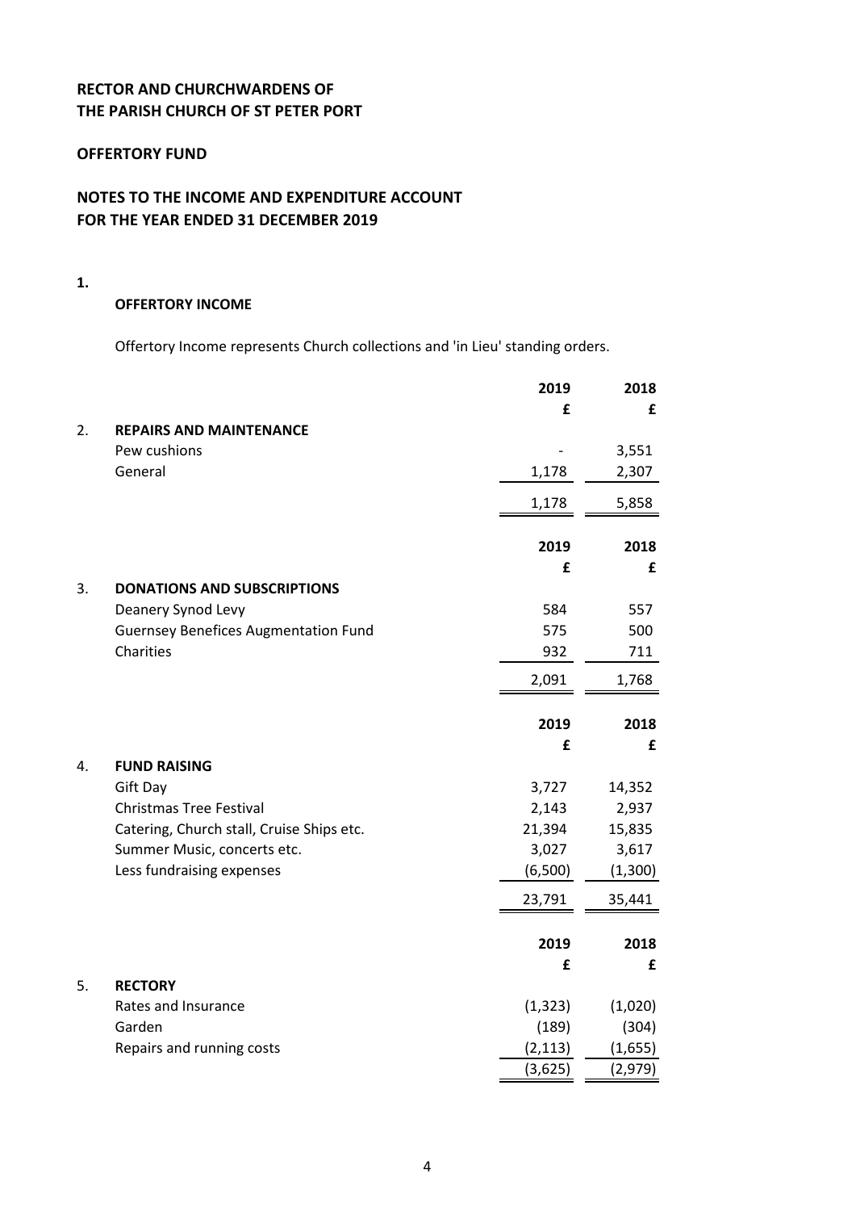**RECTOR AND CHURCHWARDENS OF**
**THE PARISH CHURCH OF ST PETER PORT**

**OFFERTORY FUND**

**NOTES TO THE INCOME AND EXPENDITURE ACCOUNT**
**FOR THE YEAR ENDED 31 DECEMBER 2019**

**1. OFFERTORY INCOME**

Offertory Income represents Church collections and 'in Lieu' standing orders.

| | | 2019 | 2018 |
|---|---|---|---|
| | | £ | £ |
| 2. | **REPAIRS AND MAINTENANCE** | | |
| | Pew cushions | - | 3,551 |
| | General | 1,178 | 2,307 |
| | | 1,178 | 5,858 |

| | | 2019 | 2018 |
|---|---|---|---|
| | | £ | £ |
| 3. | **DONATIONS AND SUBSCRIPTIONS** | | |
| | Deanery Synod Levy | 584 | 557 |
| | Guernsey Benefices Augmentation Fund | 575 | 500 |
| | Charities | 932 | 711 |
| | | 2,091 | 1,768 |

| | | 2019 | 2018 |
|---|---|---|---|
| | | £ | £ |
| 4. | **FUND RAISING** | | |
| | Gift Day | 3,727 | 14,352 |
| | Christmas Tree Festival | 2,143 | 2,937 |
| | Catering, Church stall, Cruise Ships etc. | 21,394 | 15,835 |
| | Summer Music, concerts etc. | 3,027 | 3,617 |
| | Less fundraising expenses | (6,500) | (1,300) |
| | | 23,791 | 35,441 |

| | | 2019 | 2018 |
|---|---|---|---|
| | | £ | £ |
| 5. | **RECTORY** | | |
| | Rates and Insurance | (1,323) | (1,020) |
| | Garden | (189) | (304) |
| | Repairs and running costs | (2,113) | (1,655) |
| | | (3,625) | (2,979) |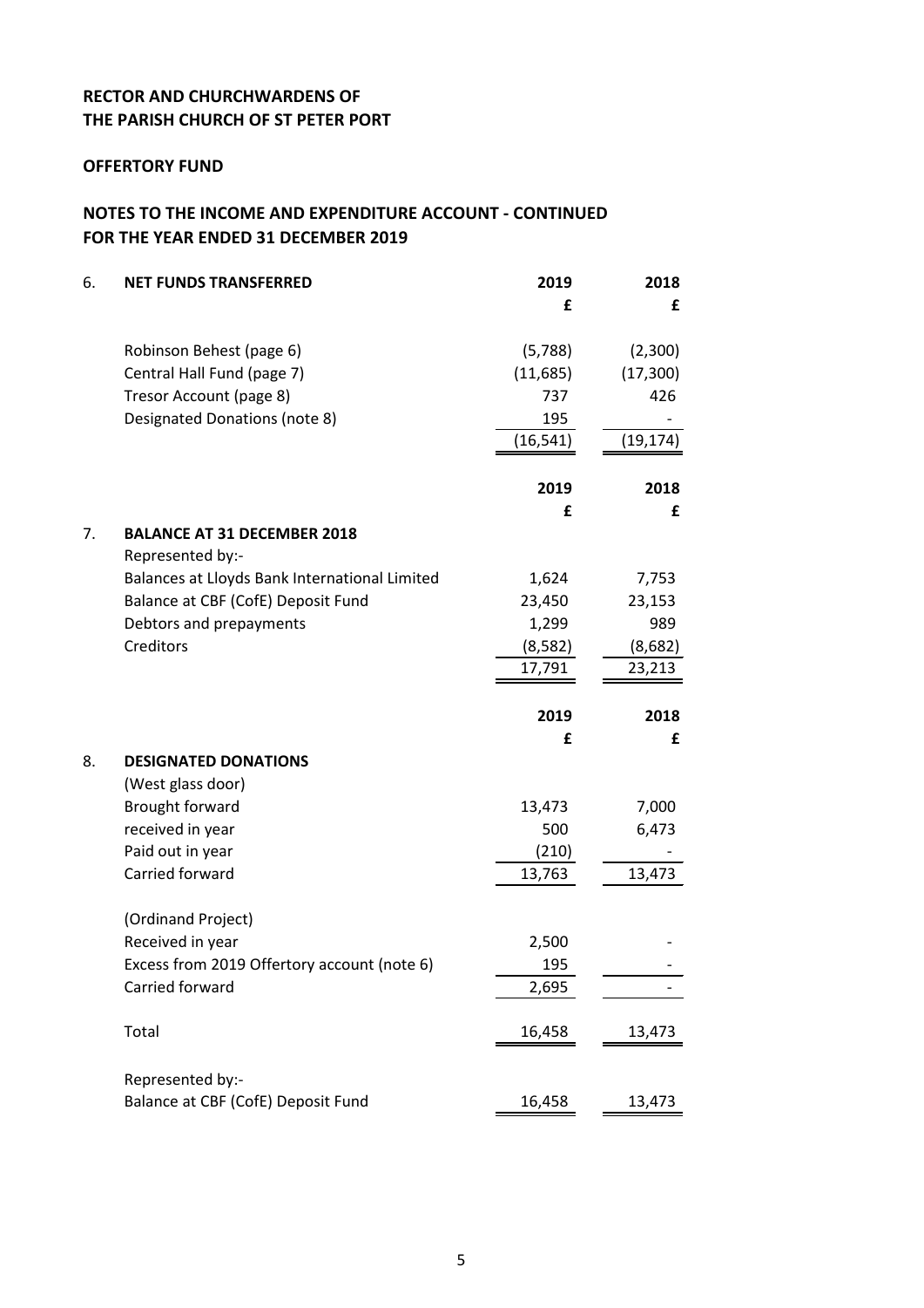**RECTOR AND CHURCHWARDENS OF THE PARISH CHURCH OF ST PETER PORT**

**OFFERTORY FUND**

**NOTES TO THE INCOME AND EXPENDITURE ACCOUNT - CONTINUED FOR THE YEAR ENDED 31 DECEMBER 2019**

| 6. **NET FUNDS TRANSFERRED** | **2019** | **2018** |
|---|---|---|
| | **£** | **£** |
| Robinson Behest (page 6) | (5,788) | (2,300) |
| Central Hall Fund (page 7) | (11,685) | (17,300) |
| Tresor Account (page 8) | 737 | 426 |
| Designated Donations (note 8) | 195 | - |
| | (16,541) | (19,174) |

| 7. **BALANCE AT 31 DECEMBER 2018** | **2019** | **2018** |
|---|---|---|
| | **£** | **£** |
| Represented by:- | | |
| Balances at Lloyds Bank International Limited | 1,624 | 7,753 |
| Balance at CBF (CofE) Deposit Fund | 23,450 | 23,153 |
| Debtors and prepayments | 1,299 | 989 |
| Creditors | (8,582) | (8,682) |
| | 17,791 | 23,213 |

| 8. **DESIGNATED DONATIONS** | **2019** | **2018** |
|---|---|---|
| | **£** | **£** |
| (West glass door) | | |
| Brought forward | 13,473 | 7,000 |
| received in year | 500 | 6,473 |
| Paid out in year | (210) | - |
| Carried forward | 13,763 | 13,473 |
| (Ordinand Project) | | |
| Received in year | 2,500 | - |
| Excess from 2019 Offertory account (note 6) | 195 | - |
| Carried forward | 2,695 | - |
| Total | 16,458 | 13,473 |
| Represented by:- | | |
| Balance at CBF (CofE) Deposit Fund | 16,458 | 13,473 |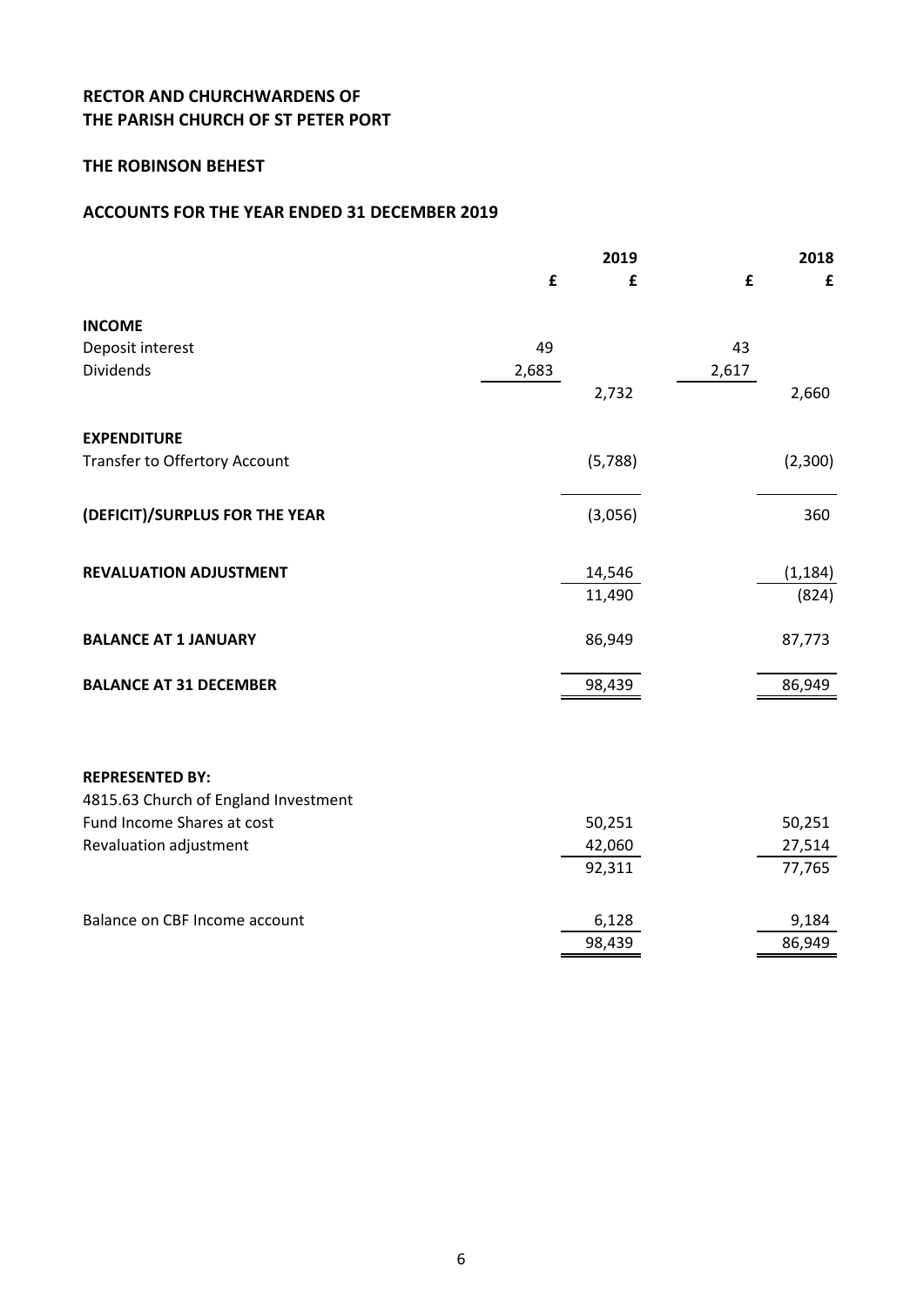**RECTOR AND CHURCHWARDENS OF**
**THE PARISH CHURCH OF ST PETER PORT**

**THE ROBINSON BEHEST**

**ACCOUNTS FOR THE YEAR ENDED 31 DECEMBER 2019**

| | 2019 | 2019 | 2018 | 2018 |
|---|---|---|---|---|
| | £ | £ | £ | £ |
| **INCOME** | | | | |
| Deposit interest | 49 | | 43 | |
| Dividends | 2,683 | | 2,617 | |
| | | 2,732 | | 2,660 |
| **EXPENDITURE** | | | | |
| Transfer to Offertory Account | | (5,788) | | (2,300) |
| **(DEFICIT)/SURPLUS FOR THE YEAR** | | (3,056) | | 360 |
| **REVALUATION ADJUSTMENT** | | 14,546 | | (1,184) |
| | | 11,490 | | (824) |
| **BALANCE AT 1 JANUARY** | | 86,949 | | 87,773 |
| **BALANCE AT 31 DECEMBER** | | 98,439 | | 86,949 |
| **REPRESENTED BY:** | | | | |
| 4815.63 Church of England Investment Fund Income Shares at cost | | 50,251 | | 50,251 |
| Revaluation adjustment | | 42,060 | | 27,514 |
| | | 92,311 | | 77,765 |
| Balance on CBF Income account | | 6,128 | | 9,184 |
| | | 98,439 | | 86,949 |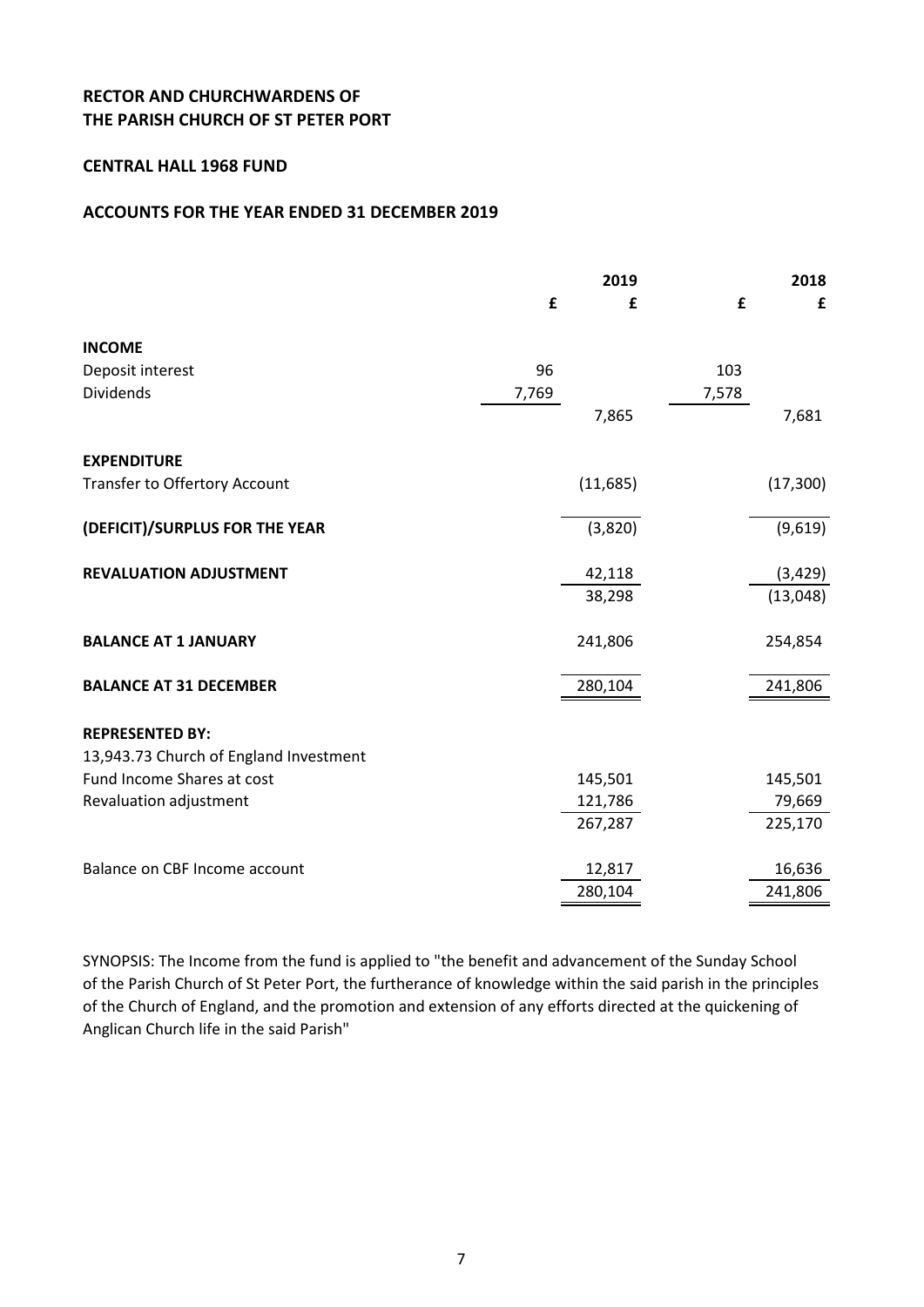**RECTOR AND CHURCHWARDENS OF**
**THE PARISH CHURCH OF ST PETER PORT**

**CENTRAL HALL 1968 FUND**

**ACCOUNTS FOR THE YEAR ENDED 31 DECEMBER 2019**

| | | 2019 | | 2018 |
|---|---|---|---|---|
| | £ | £ | £ | £ |
| **INCOME** | | | | |
| Deposit interest | 96 | | 103 | |
| Dividends | 7,769 | | 7,578 | |
| | | 7,865 | | 7,681 |
| **EXPENDITURE** | | | | |
| Transfer to Offertory Account | | (11,685) | | (17,300) |
| **(DEFICIT)/SURPLUS FOR THE YEAR** | | (3,820) | | (9,619) |
| **REVALUATION ADJUSTMENT** | | 42,118 | | (3,429) |
| | | 38,298 | | (13,048) |
| **BALANCE AT 1 JANUARY** | | 241,806 | | 254,854 |
| **BALANCE AT 31 DECEMBER** | | 280,104 | | 241,806 |
| **REPRESENTED BY:** | | | | |
| 13,943.73 Church of England Investment Fund Income Shares at cost | | 145,501 | | 145,501 |
| Revaluation adjustment | | 121,786 | | 79,669 |
| | | 267,287 | | 225,170 |
| Balance on CBF Income account | | 12,817 | | 16,636 |
| | | 280,104 | | 241,806 |

SYNOPSIS: The Income from the fund is applied to "the benefit and advancement of the Sunday School of the Parish Church of St Peter Port, the furtherance of knowledge within the said parish in the principles of the Church of England, and the promotion and extension of any efforts directed at the quickening of Anglican Church life in the said Parish"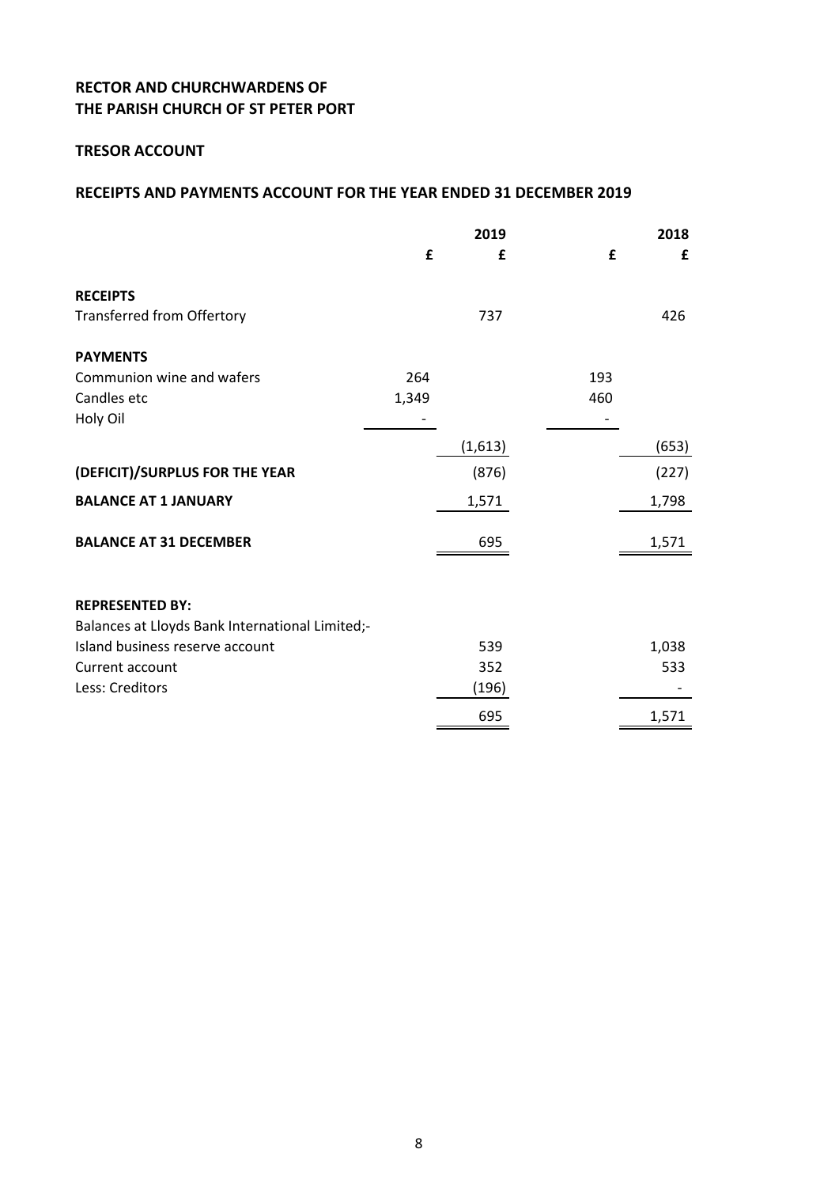**RECTOR AND CHURCHWARDENS OF**
**THE PARISH CHURCH OF ST PETER PORT**

**TRESOR ACCOUNT**

**RECEIPTS AND PAYMENTS ACCOUNT FOR THE YEAR ENDED 31 DECEMBER 2019**

| | | 2019 | | 2018 |
|---|---|---|---|---|
| | £ | £ | £ | £ |
| **RECEIPTS** | | | | |
| Transferred from Offertory | | 737 | | 426 |
| **PAYMENTS** | | | | |
| Communion wine and wafers | 264 | | 193 | |
| Candles etc | 1,349 | | 460 | |
| Holy Oil | - | | - | |
| | | (1,613) | | (653) |
| **(DEFICIT)/SURPLUS FOR THE YEAR** | | (876) | | (227) |
| **BALANCE AT 1 JANUARY** | | 1,571 | | 1,798 |
| **BALANCE AT 31 DECEMBER** | | 695 | | 1,571 |
| | | | | |
| **REPRESENTED BY:** | | | | |
| Balances at Lloyds Bank International Limited;- | | | | |
| Island business reserve account | | 539 | | 1,038 |
| Current account | | 352 | | 533 |
| Less: Creditors | | (196) | | - |
| | | 695 | | 1,571 |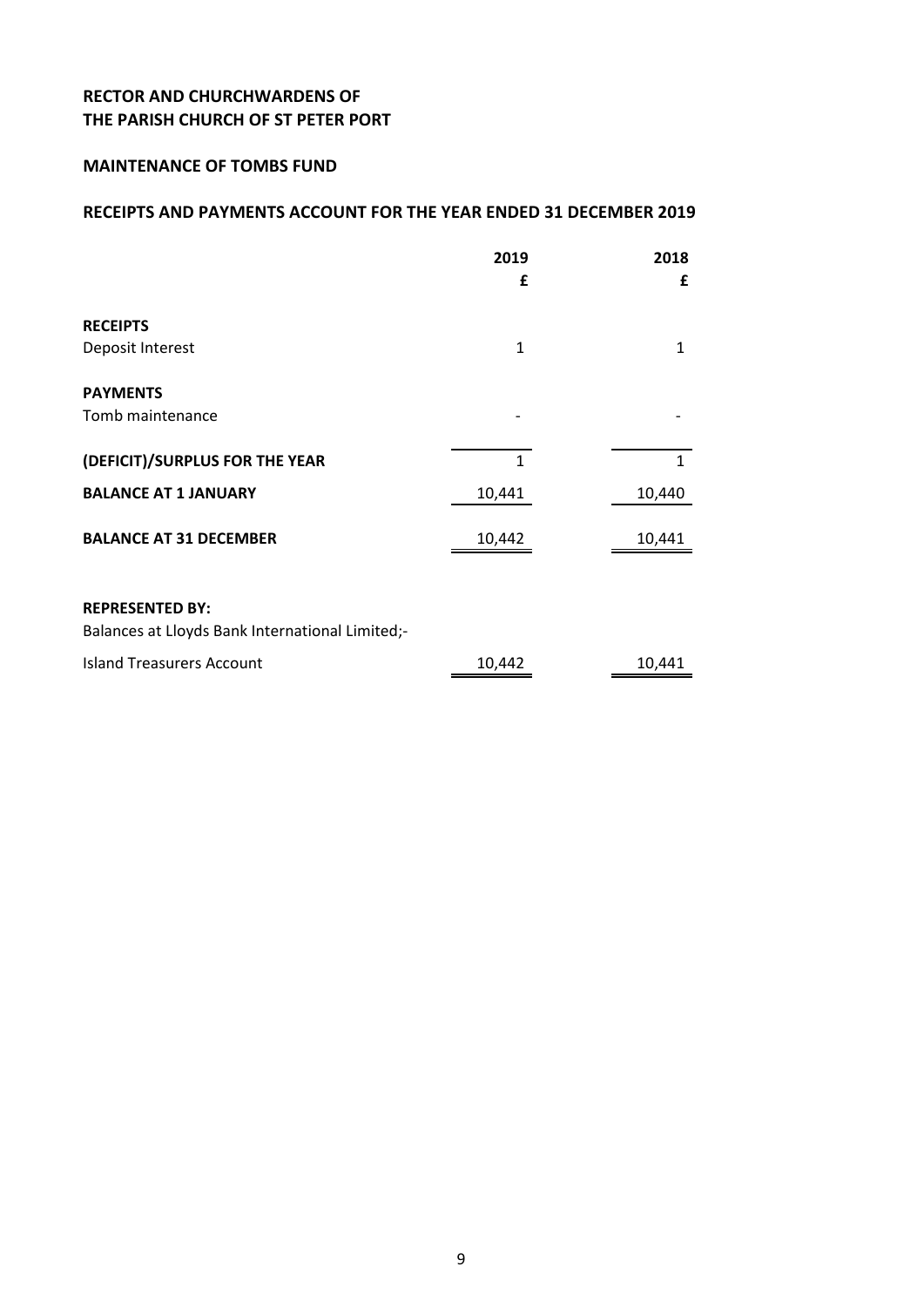**RECTOR AND CHURCHWARDENS OF**
**THE PARISH CHURCH OF ST PETER PORT**

**MAINTENANCE OF TOMBS FUND**

**RECEIPTS AND PAYMENTS ACCOUNT FOR THE YEAR ENDED 31 DECEMBER 2019**

| | 2019 | 2018 |
|---|---|---|
| | £ | £ |
| **RECEIPTS** | | |
| Deposit Interest | 1 | 1 |
| **PAYMENTS** | | |
| Tomb maintenance | - | - |
| **(DEFICIT)/SURPLUS FOR THE YEAR** | 1 | 1 |
| **BALANCE AT 1 JANUARY** | 10,441 | 10,440 |
| **BALANCE AT 31 DECEMBER** | 10,442 | 10,441 |
| **REPRESENTED BY:** | | |
| Balances at Lloyds Bank International Limited;- | | |
| Island Treasurers Account | 10,442 | 10,441 |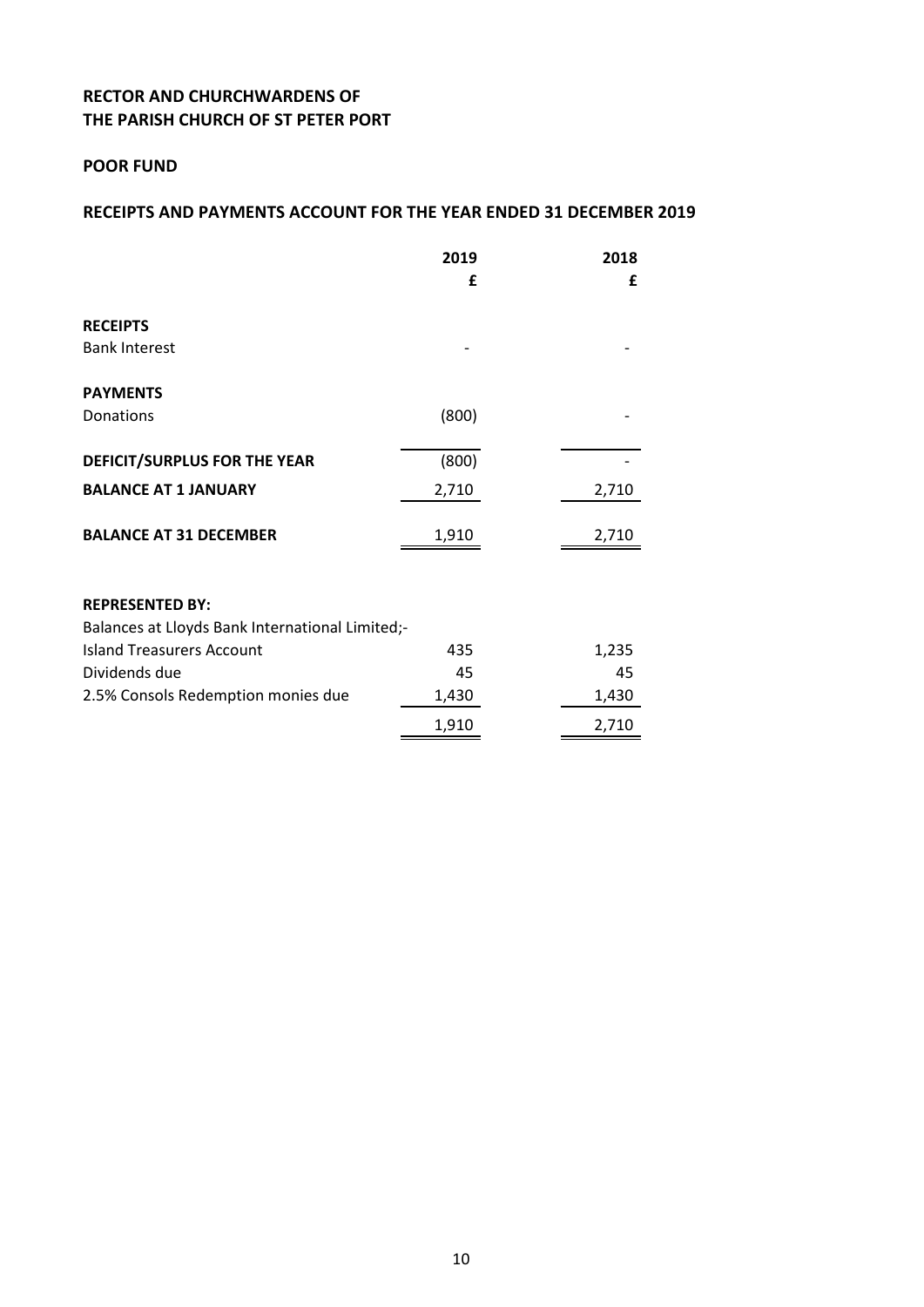**RECTOR AND CHURCHWARDENS OF THE PARISH CHURCH OF ST PETER PORT**

**POOR FUND**

**RECEIPTS AND PAYMENTS ACCOUNT FOR THE YEAR ENDED 31 DECEMBER 2019**

| | 2019 | 2018 |
|---|---|---|
| | £ | £ |
| **RECEIPTS** | | |
| Bank Interest | - | - |
| **PAYMENTS** | | |
| Donations | (800) | - |
| **DEFICIT/SURPLUS FOR THE YEAR** | (800) | - |
| **BALANCE AT 1 JANUARY** | 2,710 | 2,710 |
| **BALANCE AT 31 DECEMBER** | 1,910 | 2,710 |

**REPRESENTED BY:**

| | 2019 | 2018 |
|---|---|---|
| Balances at Lloyds Bank International Limited;- | | |
| Island Treasurers Account | 435 | 1,235 |
| Dividends due | 45 | 45 |
| 2.5% Consols Redemption monies due | 1,430 | 1,430 |
| | 1,910 | 2,710 |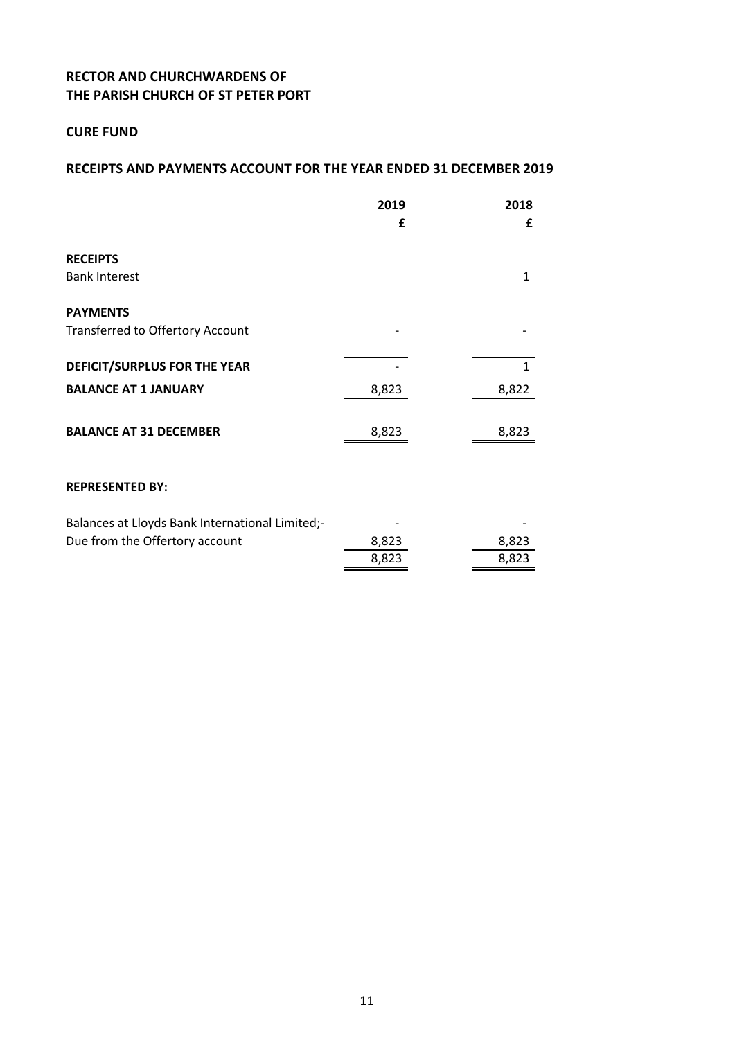**RECTOR AND CHURCHWARDENS OF**
**THE PARISH CHURCH OF ST PETER PORT**

**CURE FUND**

**RECEIPTS AND PAYMENTS ACCOUNT FOR THE YEAR ENDED 31 DECEMBER 2019**

| | 2019 | 2018 |
|---|---|---|
| | £ | £ |
| **RECEIPTS** | | |
| Bank Interest | | 1 |
| **PAYMENTS** | | |
| Transferred to Offertory Account | - | - |
| **DEFICIT/SURPLUS FOR THE YEAR** | - | 1 |
| **BALANCE AT 1 JANUARY** | 8,823 | 8,822 |
| **BALANCE AT 31 DECEMBER** | 8,823 | 8,823 |

**REPRESENTED BY:**

| | 2019 | 2018 |
|---|---|---|
| Balances at Lloyds Bank International Limited;- | - | - |
| Due from the Offertory account | 8,823 | 8,823 |
| | 8,823 | 8,823 |